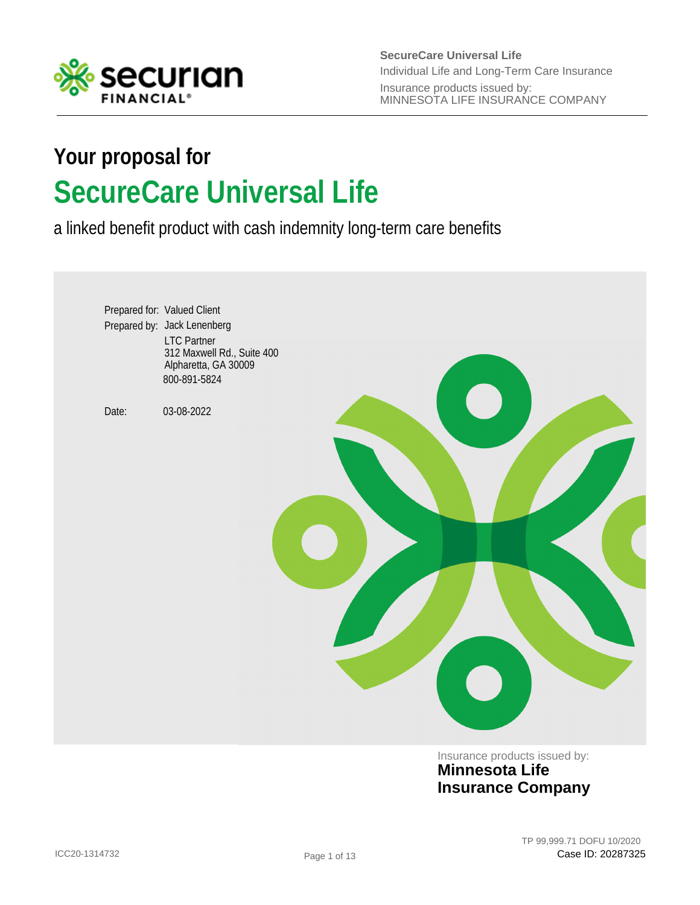SecureCare Universal Life
Individual Life and Long-Term Care Insurance
Insurance products issued by:
MINNESOTA LIFE INSURANCE COMPANY

## Your proposal for

# SecureCare Universal Life

a linked benefit product with cash indemnity long-term care benefits

Prepared for: Valued Client
Prepared by: Jack Lenenberg
LTC Partner
312 Maxwell Rd., Suite 400
Alpharetta, GA 30009
800-891-5824

Date: 03-08-2022

Insurance products issued by:
**Minnesota Life Insurance Company**

ICC20-1314732

TP 99,999.71 DOFU 10/2020
Case ID: 20287325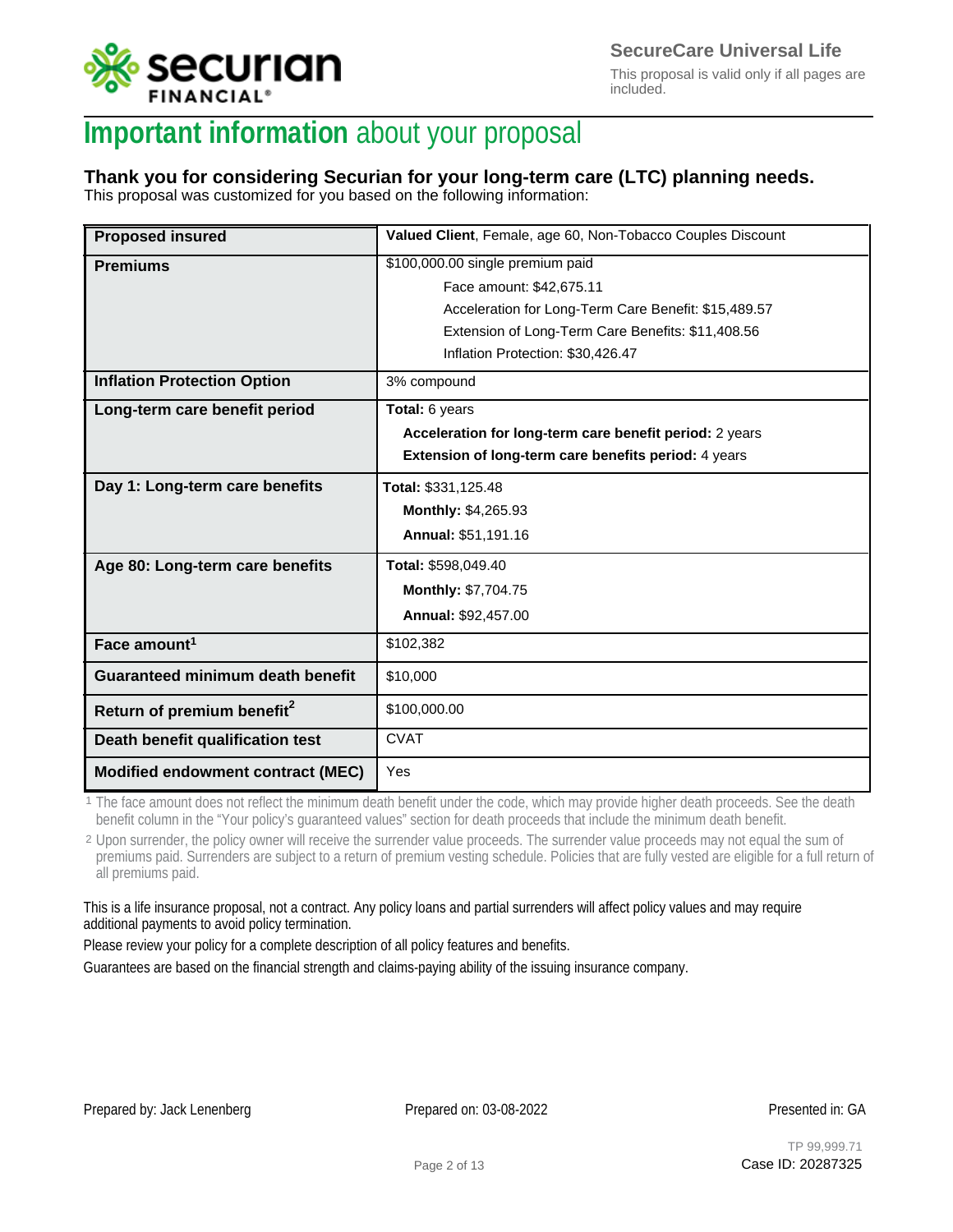# **Important information** about your proposal

### Thank you for considering Securian for your long-term care (LTC) planning needs.

This proposal was customized for you based on the following information:

| | |
|---|---|
| **Proposed insured** | **Valued Client**, Female, age 60, Non-Tobacco Couples Discount |
| **Premiums** | $100,000.00 single premium paid<br>Face amount: $42,675.11<br>Acceleration for Long-Term Care Benefit: $15,489.57<br>Extension of Long-Term Care Benefits: $11,408.56<br>Inflation Protection: $30,426.47 |
| **Inflation Protection Option** | 3% compound |
| **Long-term care benefit period** | **Total:** 6 years<br>**Acceleration for long-term care benefit period:** 2 years<br>**Extension of long-term care benefits period:** 4 years |
| **Day 1: Long-term care benefits** | **Total:** $331,125.48<br>**Monthly:** $4,265.93<br>**Annual:** $51,191.16 |
| **Age 80: Long-term care benefits** | **Total:** $598,049.40<br>**Monthly:** $7,704.75<br>**Annual:** $92,457.00 |
| **Face amount**[1] | $102,382 |
| **Guaranteed minimum death benefit** | $10,000 |
| **Return of premium benefit**[2] | $100,000.00 |
| **Death benefit qualification test** | CVAT |
| **Modified endowment contract (MEC)** | Yes |

[1] The face amount does not reflect the minimum death benefit under the code, which may provide higher death proceeds. See the death benefit column in the "Your policy's guaranteed values" section for death proceeds that include the minimum death benefit.

[2] Upon surrender, the policy owner will receive the surrender value proceeds. The surrender value proceeds may not equal the sum of premiums paid. Surrenders are subject to a return of premium vesting schedule. Policies that are fully vested are eligible for a full return of all premiums paid.

This is a life insurance proposal, not a contract. Any policy loans and partial surrenders will affect policy values and may require additional payments to avoid policy termination.

Please review your policy for a complete description of all policy features and benefits.

Guarantees are based on the financial strength and claims-paying ability of the issuing insurance company.

Prepared by: Jack Lenenberg | Prepared on: 03-08-2022 | Presented in: GA

TP 99,999.71
Case ID: 20287325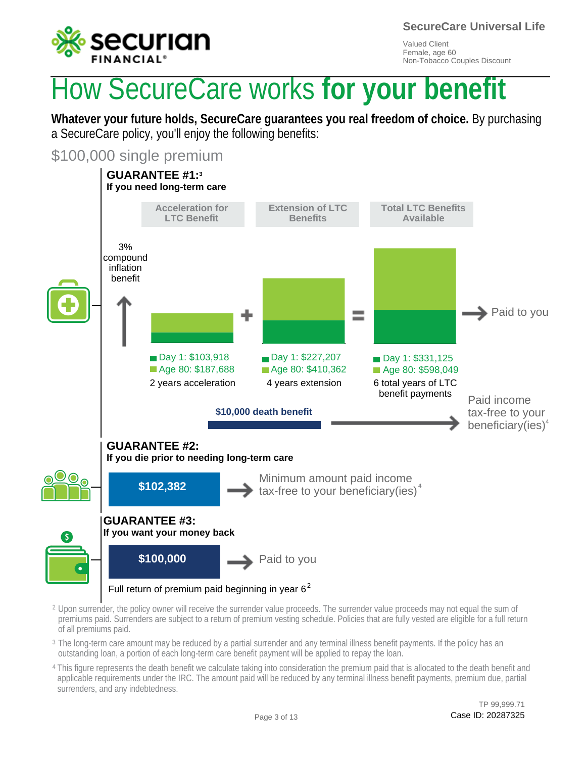# How SecureCare works **for your benefit**

**Whatever your future holds, SecureCare guarantees you real freedom of choice.** By purchasing a SecureCare policy, you'll enjoy the following benefits:

## $100,000 single premium

### GUARANTEE #1:[3]

**If you need long-term care**

3% compound inflation benefit

| Acceleration for LTC Benefit | + | Extension of LTC Benefits | = | Total LTC Benefits Available |
|---|---|---|---|---|
| Day 1: $103,918 | | Day 1: $227,207 | | Day 1: $331,125 |
| Age 80: $187,688 | | Age 80: $410,362 | | Age 80: $598,049 |
| 2 years acceleration | | 4 years extension | | 6 total years of LTC benefit payments |

Total LTC Benefits Available → Paid to you

$10,000 death benefit → Paid income tax-free to your beneficiary(ies)[4]

### GUARANTEE #2:

**If you die prior to needing long-term care**

**$102,382** → Minimum amount paid income tax-free to your beneficiary(ies)[4]

### GUARANTEE #3:

**If you want your money back**

**$100,000** → Paid to you

Full return of premium paid beginning in year 6[2]

[2] Upon surrender, the policy owner will receive the surrender value proceeds. The surrender value proceeds may not equal the sum of premiums paid. Surrenders are subject to a return of premium vesting schedule. Policies that are fully vested are eligible for a full return of all premiums paid.

[3] The long-term care amount may be reduced by a partial surrender and any terminal illness benefit payments. If the policy has an outstanding loan, a portion of each long-term care benefit payment will be applied to repay the loan.

[4] This figure represents the death benefit we calculate taking into consideration the premium paid that is allocated to the death benefit and applicable requirements under the IRC. The amount paid will be reduced by any terminal illness benefit payments, premium due, partial surrenders, and any indebtedness.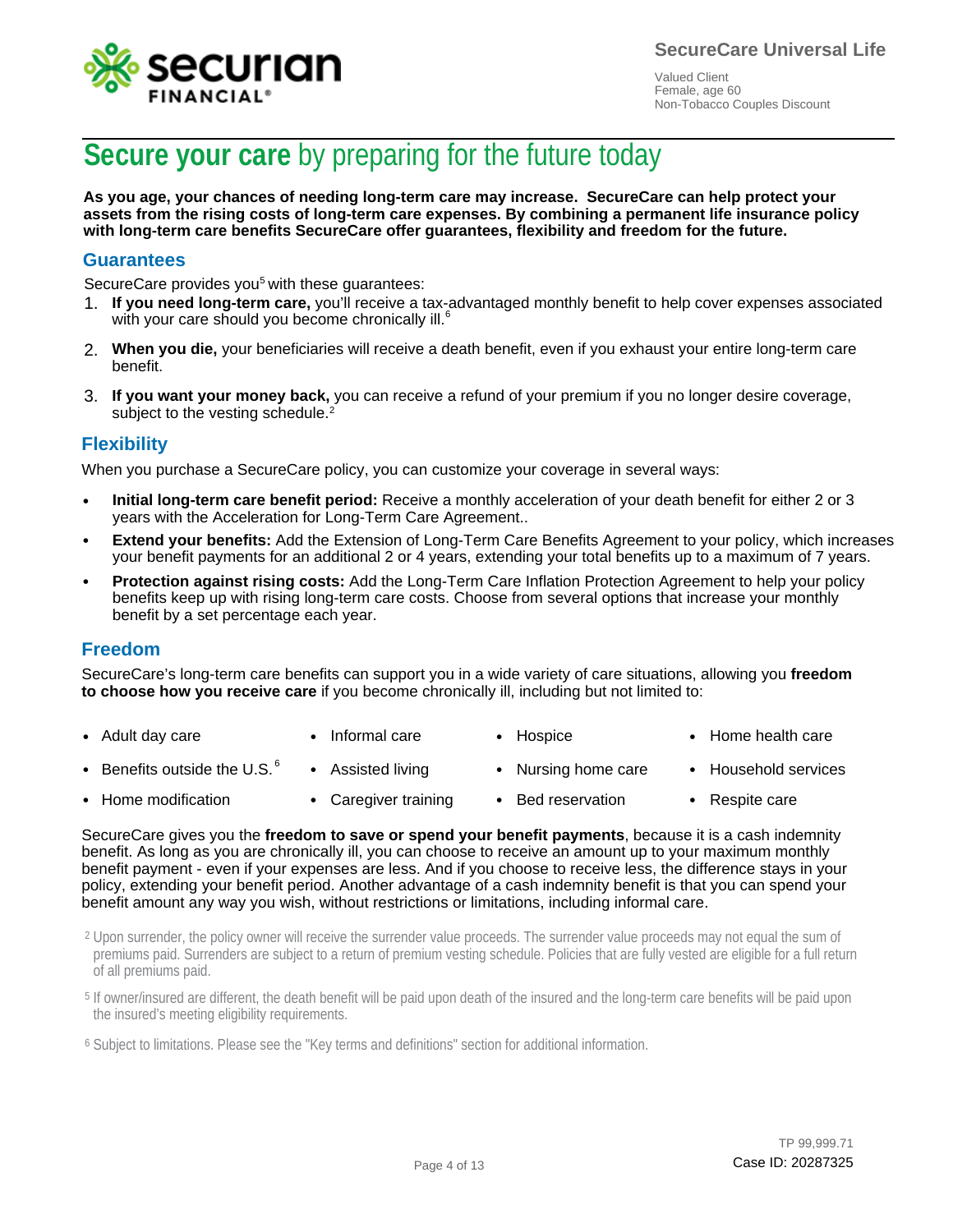**SecureCare Universal Life**

Valued Client
Female, age 60
Non-Tobacco Couples Discount

# **Secure your care** by preparing for the future today

**As you age, your chances of needing long-term care may increase. SecureCare can help protect your assets from the rising costs of long-term care expenses. By combining a permanent life insurance policy with long-term care benefits SecureCare offer guarantees, flexibility and freedom for the future.**

## Guarantees

SecureCare provides you[5] with these guarantees:

1. **If you need long-term care,** you'll receive a tax-advantaged monthly benefit to help cover expenses associated with your care should you become chronically ill.[6]
2. **When you die,** your beneficiaries will receive a death benefit, even if you exhaust your entire long-term care benefit.
3. **If you want your money back,** you can receive a refund of your premium if you no longer desire coverage, subject to the vesting schedule.[2]

## Flexibility

When you purchase a SecureCare policy, you can customize your coverage in several ways:

- **Initial long-term care benefit period:** Receive a monthly acceleration of your death benefit for either 2 or 3 years with the Acceleration for Long-Term Care Agreement..
- **Extend your benefits:** Add the Extension of Long-Term Care Benefits Agreement to your policy, which increases your benefit payments for an additional 2 or 4 years, extending your total benefits up to a maximum of 7 years.
- **Protection against rising costs:** Add the Long-Term Care Inflation Protection Agreement to help your policy benefits keep up with rising long-term care costs. Choose from several options that increase your monthly benefit by a set percentage each year.

## Freedom

SecureCare's long-term care benefits can support you in a wide variety of care situations, allowing you **freedom to choose how you receive care** if you become chronically ill, including but not limited to:

- Adult day care
- Informal care
- Hospice
- Home health care
- Benefits outside the U.S.[6]
- Assisted living
- Nursing home care
- Household services
- Home modification
- Caregiver training
- Bed reservation
- Respite care

SecureCare gives you the **freedom to save or spend your benefit payments**, because it is a cash indemnity benefit. As long as you are chronically ill, you can choose to receive an amount up to your maximum monthly benefit payment - even if your expenses are less. And if you choose to receive less, the difference stays in your policy, extending your benefit period. Another advantage of a cash indemnity benefit is that you can spend your benefit amount any way you wish, without restrictions or limitations, including informal care.

[2] Upon surrender, the policy owner will receive the surrender value proceeds. The surrender value proceeds may not equal the sum of premiums paid. Surrenders are subject to a return of premium vesting schedule. Policies that are fully vested are eligible for a full return of all premiums paid.

[5] If owner/insured are different, the death benefit will be paid upon death of the insured and the long-term care benefits will be paid upon the insured's meeting eligibility requirements.

[6] Subject to limitations. Please see the "Key terms and definitions" section for additional information.

TP 99,999.71
Case ID: 20287325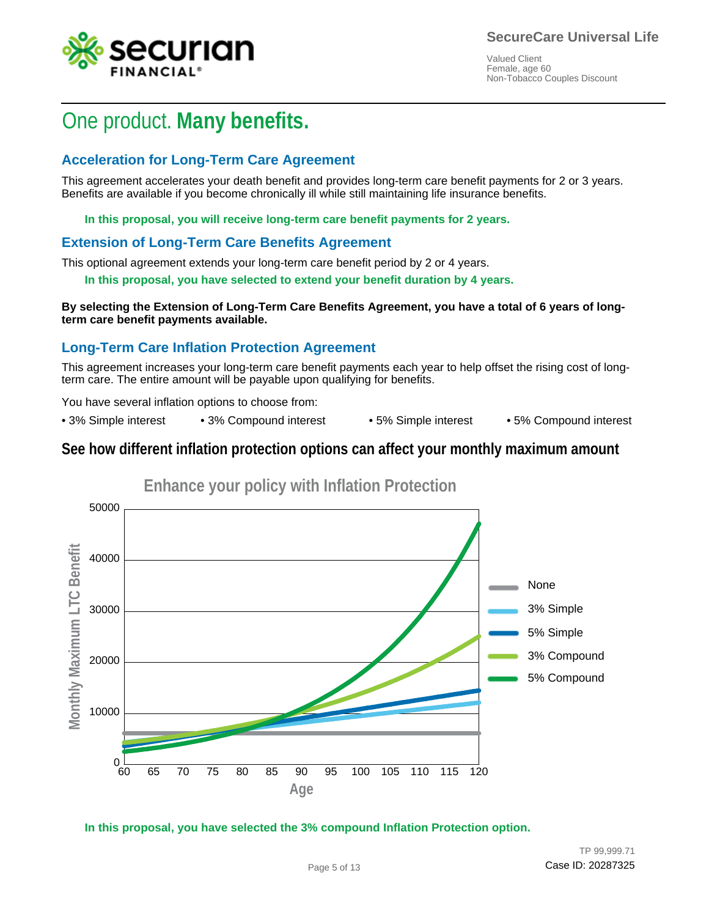# One product. **Many benefits.**

## Acceleration for Long-Term Care Agreement

This agreement accelerates your death benefit and provides long-term care benefit payments for 2 or 3 years. Benefits are available if you become chronically ill while still maintaining life insurance benefits.

**In this proposal, you will receive long-term care benefit payments for 2 years.**

## Extension of Long-Term Care Benefits Agreement

This optional agreement extends your long-term care benefit period by 2 or 4 years.

**In this proposal, you have selected to extend your benefit duration by 4 years.**

**By selecting the Extension of Long-Term Care Benefits Agreement, you have a total of 6 years of long-term care benefit payments available.**

## Long-Term Care Inflation Protection Agreement

This agreement increases your long-term care benefit payments each year to help offset the rising cost of long-term care. The entire amount will be payable upon qualifying for benefits.

You have several inflation options to choose from:

- 3% Simple interest
- 3% Compound interest
- 5% Simple interest
- 5% Compound interest

## See how different inflation protection options can affect your monthly maximum amount

Enhance your policy with Inflation Protection

(Chart: Monthly Maximum LTC Benefit (0–50000) by Age (60–120); series: None, 3% Simple, 5% Simple, 3% Compound, 5% Compound)

**In this proposal, you have selected the 3% compound Inflation Protection option.**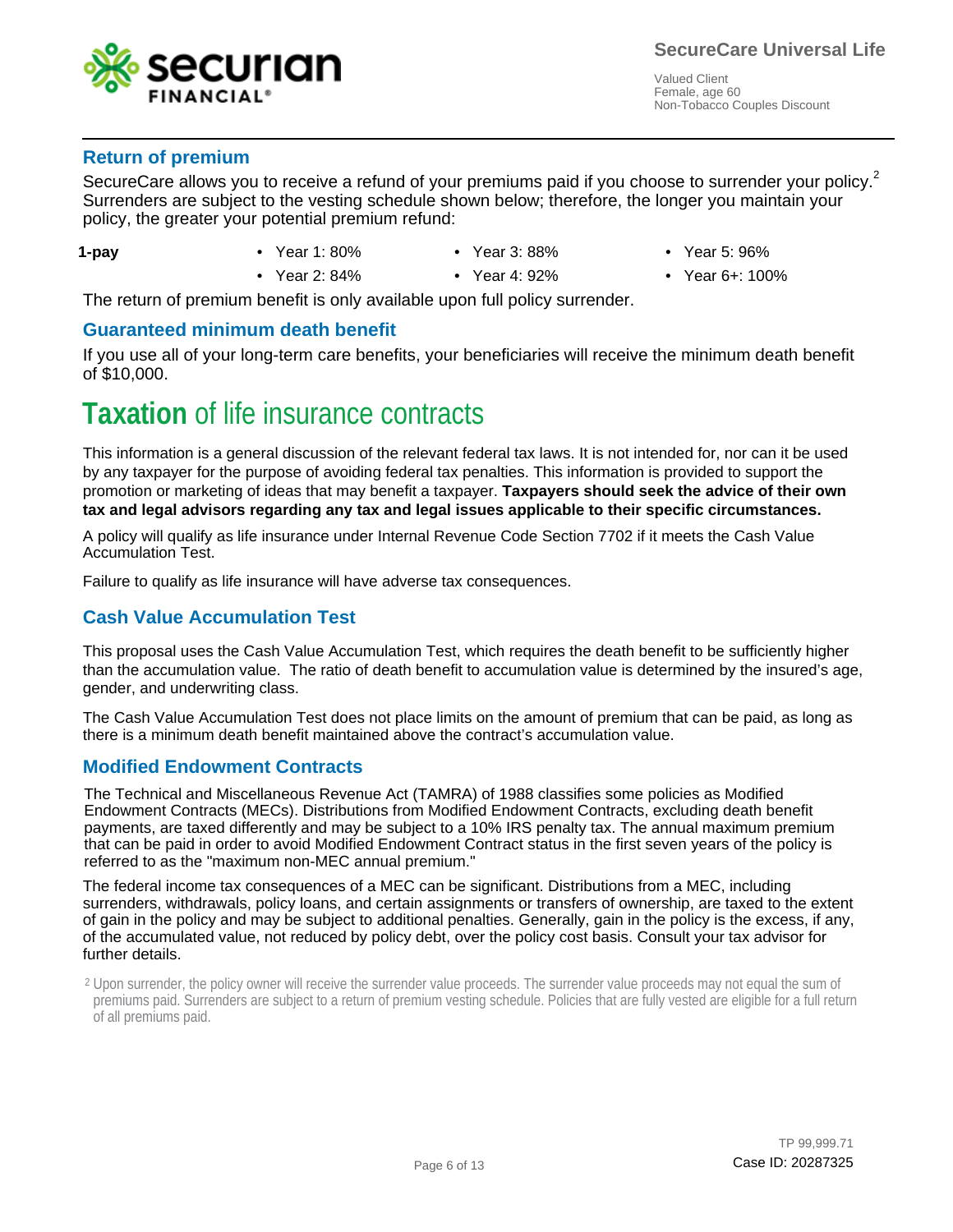## Return of premium

SecureCare allows you to receive a refund of your premiums paid if you choose to surrender your policy.[2] Surrenders are subject to the vesting schedule shown below; therefore, the longer you maintain your policy, the greater your potential premium refund:

**1-pay**

- Year 1: 80%
- Year 2: 84%
- Year 3: 88%
- Year 4: 92%
- Year 5: 96%
- Year 6+: 100%

The return of premium benefit is only available upon full policy surrender.

## Guaranteed minimum death benefit

If you use all of your long-term care benefits, your beneficiaries will receive the minimum death benefit of $10,000.

# **Taxation** of life insurance contracts

This information is a general discussion of the relevant federal tax laws. It is not intended for, nor can it be used by any taxpayer for the purpose of avoiding federal tax penalties. This information is provided to support the promotion or marketing of ideas that may benefit a taxpayer. **Taxpayers should seek the advice of their own tax and legal advisors regarding any tax and legal issues applicable to their specific circumstances.**

A policy will qualify as life insurance under Internal Revenue Code Section 7702 if it meets the Cash Value Accumulation Test.

Failure to qualify as life insurance will have adverse tax consequences.

## Cash Value Accumulation Test

This proposal uses the Cash Value Accumulation Test, which requires the death benefit to be sufficiently higher than the accumulation value. The ratio of death benefit to accumulation value is determined by the insured's age, gender, and underwriting class.

The Cash Value Accumulation Test does not place limits on the amount of premium that can be paid, as long as there is a minimum death benefit maintained above the contract's accumulation value.

## Modified Endowment Contracts

The Technical and Miscellaneous Revenue Act (TAMRA) of 1988 classifies some policies as Modified Endowment Contracts (MECs). Distributions from Modified Endowment Contracts, excluding death benefit payments, are taxed differently and may be subject to a 10% IRS penalty tax. The annual maximum premium that can be paid in order to avoid Modified Endowment Contract status in the first seven years of the policy is referred to as the "maximum non-MEC annual premium."

The federal income tax consequences of a MEC can be significant. Distributions from a MEC, including surrenders, withdrawals, policy loans, and certain assignments or transfers of ownership, are taxed to the extent of gain in the policy and may be subject to additional penalties. Generally, gain in the policy is the excess, if any, of the accumulated value, not reduced by policy debt, over the policy cost basis. Consult your tax advisor for further details.

[2] Upon surrender, the policy owner will receive the surrender value proceeds. The surrender value proceeds may not equal the sum of premiums paid. Surrenders are subject to a return of premium vesting schedule. Policies that are fully vested are eligible for a full return of all premiums paid.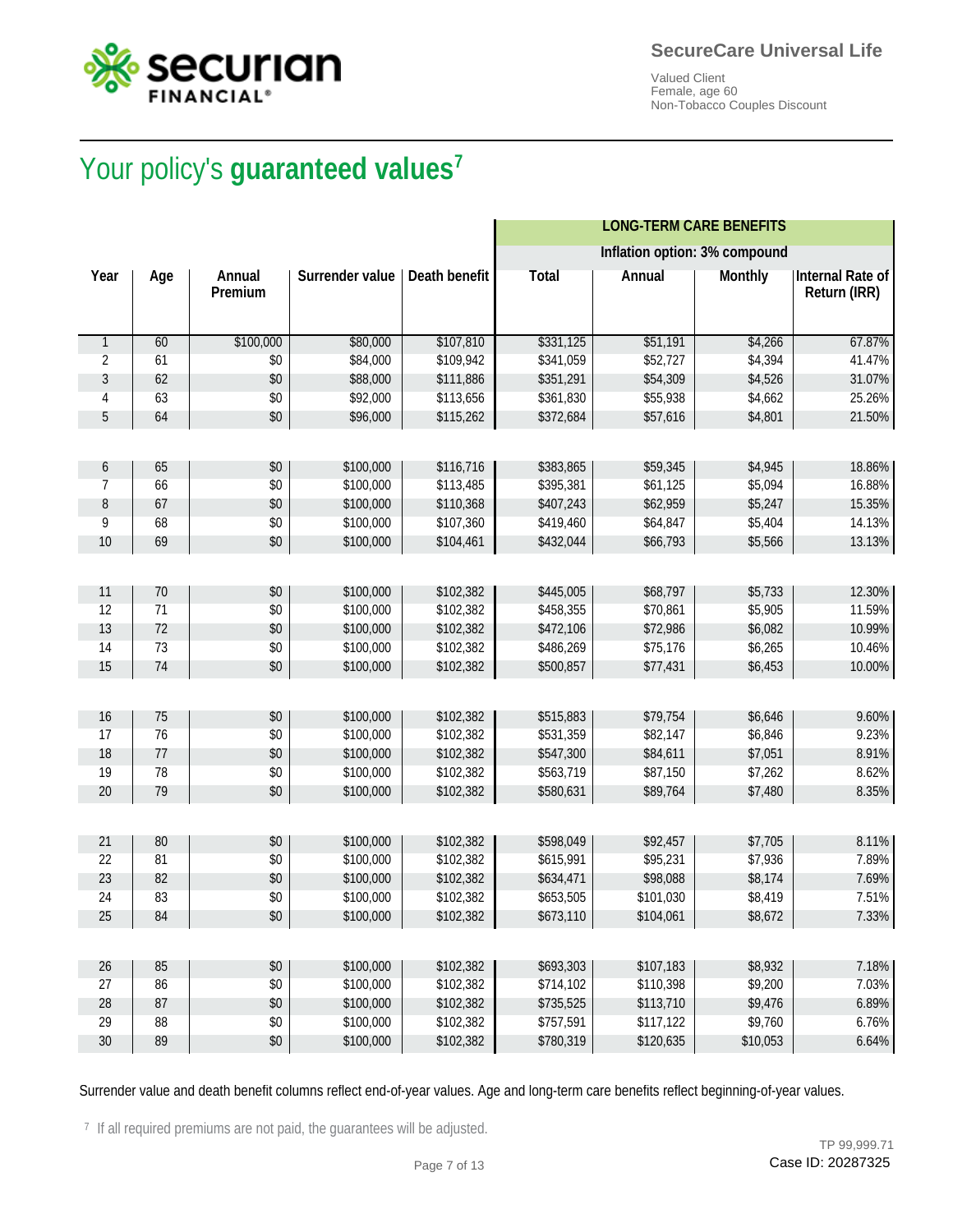SecureCare Universal Life

Valued Client
Female, age 60
Non-Tobacco Couples Discount

# Your policy's **guaranteed values**[7]

| | | | | | LONG-TERM CARE BENEFITS | | | |
|---|---|---|---|---|---|---|---|---|
| | | | | | Inflation option: 3% compound | | | |
| Year | Age | Annual Premium | Surrender value | Death benefit | Total | Annual | Monthly | Internal Rate of Return (IRR) |
| 1 | 60 | $100,000 | $80,000 | $107,810 | $331,125 | $51,191 | $4,266 | 67.87% |
| 2 | 61 | $0 | $84,000 | $109,942 | $341,059 | $52,727 | $4,394 | 41.47% |
| 3 | 62 | $0 | $88,000 | $111,886 | $351,291 | $54,309 | $4,526 | 31.07% |
| 4 | 63 | $0 | $92,000 | $113,656 | $361,830 | $55,938 | $4,662 | 25.26% |
| 5 | 64 | $0 | $96,000 | $115,262 | $372,684 | $57,616 | $4,801 | 21.50% |
| 6 | 65 | $0 | $100,000 | $116,716 | $383,865 | $59,345 | $4,945 | 18.86% |
| 7 | 66 | $0 | $100,000 | $113,485 | $395,381 | $61,125 | $5,094 | 16.88% |
| 8 | 67 | $0 | $100,000 | $110,368 | $407,243 | $62,959 | $5,247 | 15.35% |
| 9 | 68 | $0 | $100,000 | $107,360 | $419,460 | $64,847 | $5,404 | 14.13% |
| 10 | 69 | $0 | $100,000 | $104,461 | $432,044 | $66,793 | $5,566 | 13.13% |
| 11 | 70 | $0 | $100,000 | $102,382 | $445,005 | $68,797 | $5,733 | 12.30% |
| 12 | 71 | $0 | $100,000 | $102,382 | $458,355 | $70,861 | $5,905 | 11.59% |
| 13 | 72 | $0 | $100,000 | $102,382 | $472,106 | $72,986 | $6,082 | 10.99% |
| 14 | 73 | $0 | $100,000 | $102,382 | $486,269 | $75,176 | $6,265 | 10.46% |
| 15 | 74 | $0 | $100,000 | $102,382 | $500,857 | $77,431 | $6,453 | 10.00% |
| 16 | 75 | $0 | $100,000 | $102,382 | $515,883 | $79,754 | $6,646 | 9.60% |
| 17 | 76 | $0 | $100,000 | $102,382 | $531,359 | $82,147 | $6,846 | 9.23% |
| 18 | 77 | $0 | $100,000 | $102,382 | $547,300 | $84,611 | $7,051 | 8.91% |
| 19 | 78 | $0 | $100,000 | $102,382 | $563,719 | $87,150 | $7,262 | 8.62% |
| 20 | 79 | $0 | $100,000 | $102,382 | $580,631 | $89,764 | $7,480 | 8.35% |
| 21 | 80 | $0 | $100,000 | $102,382 | $598,049 | $92,457 | $7,705 | 8.11% |
| 22 | 81 | $0 | $100,000 | $102,382 | $615,991 | $95,231 | $7,936 | 7.89% |
| 23 | 82 | $0 | $100,000 | $102,382 | $634,471 | $98,088 | $8,174 | 7.69% |
| 24 | 83 | $0 | $100,000 | $102,382 | $653,505 | $101,030 | $8,419 | 7.51% |
| 25 | 84 | $0 | $100,000 | $102,382 | $673,110 | $104,061 | $8,672 | 7.33% |
| 26 | 85 | $0 | $100,000 | $102,382 | $693,303 | $107,183 | $8,932 | 7.18% |
| 27 | 86 | $0 | $100,000 | $102,382 | $714,102 | $110,398 | $9,200 | 7.03% |
| 28 | 87 | $0 | $100,000 | $102,382 | $735,525 | $113,710 | $9,476 | 6.89% |
| 29 | 88 | $0 | $100,000 | $102,382 | $757,591 | $117,122 | $9,760 | 6.76% |
| 30 | 89 | $0 | $100,000 | $102,382 | $780,319 | $120,635 | $10,053 | 6.64% |

Surrender value and death benefit columns reflect end-of-year values. Age and long-term care benefits reflect beginning-of-year values.

[7] If all required premiums are not paid, the guarantees will be adjusted.

TP 99,999.71
Case ID: 20287325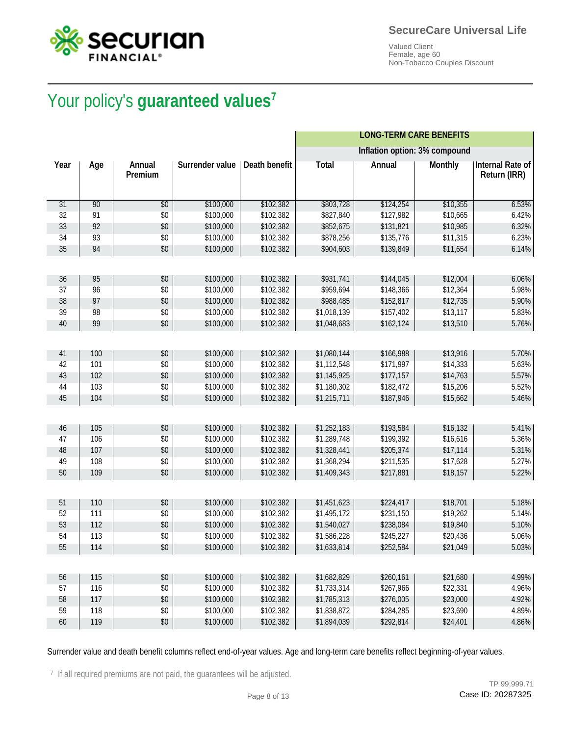SecureCare Universal Life

Valued Client
Female, age 60
Non-Tobacco Couples Discount

# Your policy's **guaranteed values**[7]

| | | | | | LONG-TERM CARE BENEFITS | | | |
|---|---|---|---|---|---|---|---|---|
| | | | | | Inflation option: 3% compound | | | |
| Year | Age | Annual Premium | Surrender value | Death benefit | Total | Annual | Monthly | Internal Rate of Return (IRR) |
| 31 | 90 | $0 | $100,000 | $102,382 | $803,728 | $124,254 | $10,355 | 6.53% |
| 32 | 91 | $0 | $100,000 | $102,382 | $827,840 | $127,982 | $10,665 | 6.42% |
| 33 | 92 | $0 | $100,000 | $102,382 | $852,675 | $131,821 | $10,985 | 6.32% |
| 34 | 93 | $0 | $100,000 | $102,382 | $878,256 | $135,776 | $11,315 | 6.23% |
| 35 | 94 | $0 | $100,000 | $102,382 | $904,603 | $139,849 | $11,654 | 6.14% |
| 36 | 95 | $0 | $100,000 | $102,382 | $931,741 | $144,045 | $12,004 | 6.06% |
| 37 | 96 | $0 | $100,000 | $102,382 | $959,694 | $148,366 | $12,364 | 5.98% |
| 38 | 97 | $0 | $100,000 | $102,382 | $988,485 | $152,817 | $12,735 | 5.90% |
| 39 | 98 | $0 | $100,000 | $102,382 | $1,018,139 | $157,402 | $13,117 | 5.83% |
| 40 | 99 | $0 | $100,000 | $102,382 | $1,048,683 | $162,124 | $13,510 | 5.76% |
| 41 | 100 | $0 | $100,000 | $102,382 | $1,080,144 | $166,988 | $13,916 | 5.70% |
| 42 | 101 | $0 | $100,000 | $102,382 | $1,112,548 | $171,997 | $14,333 | 5.63% |
| 43 | 102 | $0 | $100,000 | $102,382 | $1,145,925 | $177,157 | $14,763 | 5.57% |
| 44 | 103 | $0 | $100,000 | $102,382 | $1,180,302 | $182,472 | $15,206 | 5.52% |
| 45 | 104 | $0 | $100,000 | $102,382 | $1,215,711 | $187,946 | $15,662 | 5.46% |
| 46 | 105 | $0 | $100,000 | $102,382 | $1,252,183 | $193,584 | $16,132 | 5.41% |
| 47 | 106 | $0 | $100,000 | $102,382 | $1,289,748 | $199,392 | $16,616 | 5.36% |
| 48 | 107 | $0 | $100,000 | $102,382 | $1,328,441 | $205,374 | $17,114 | 5.31% |
| 49 | 108 | $0 | $100,000 | $102,382 | $1,368,294 | $211,535 | $17,628 | 5.27% |
| 50 | 109 | $0 | $100,000 | $102,382 | $1,409,343 | $217,881 | $18,157 | 5.22% |
| 51 | 110 | $0 | $100,000 | $102,382 | $1,451,623 | $224,417 | $18,701 | 5.18% |
| 52 | 111 | $0 | $100,000 | $102,382 | $1,495,172 | $231,150 | $19,262 | 5.14% |
| 53 | 112 | $0 | $100,000 | $102,382 | $1,540,027 | $238,084 | $19,840 | 5.10% |
| 54 | 113 | $0 | $100,000 | $102,382 | $1,586,228 | $245,227 | $20,436 | 5.06% |
| 55 | 114 | $0 | $100,000 | $102,382 | $1,633,814 | $252,584 | $21,049 | 5.03% |
| 56 | 115 | $0 | $100,000 | $102,382 | $1,682,829 | $260,161 | $21,680 | 4.99% |
| 57 | 116 | $0 | $100,000 | $102,382 | $1,733,314 | $267,966 | $22,331 | 4.96% |
| 58 | 117 | $0 | $100,000 | $102,382 | $1,785,313 | $276,005 | $23,000 | 4.92% |
| 59 | 118 | $0 | $100,000 | $102,382 | $1,838,872 | $284,285 | $23,690 | 4.89% |
| 60 | 119 | $0 | $100,000 | $102,382 | $1,894,039 | $292,814 | $24,401 | 4.86% |

Surrender value and death benefit columns reflect end-of-year values. Age and long-term care benefits reflect beginning-of-year values.

[7] If all required premiums are not paid, the guarantees will be adjusted.

TP 99,999.71
Case ID: 20287325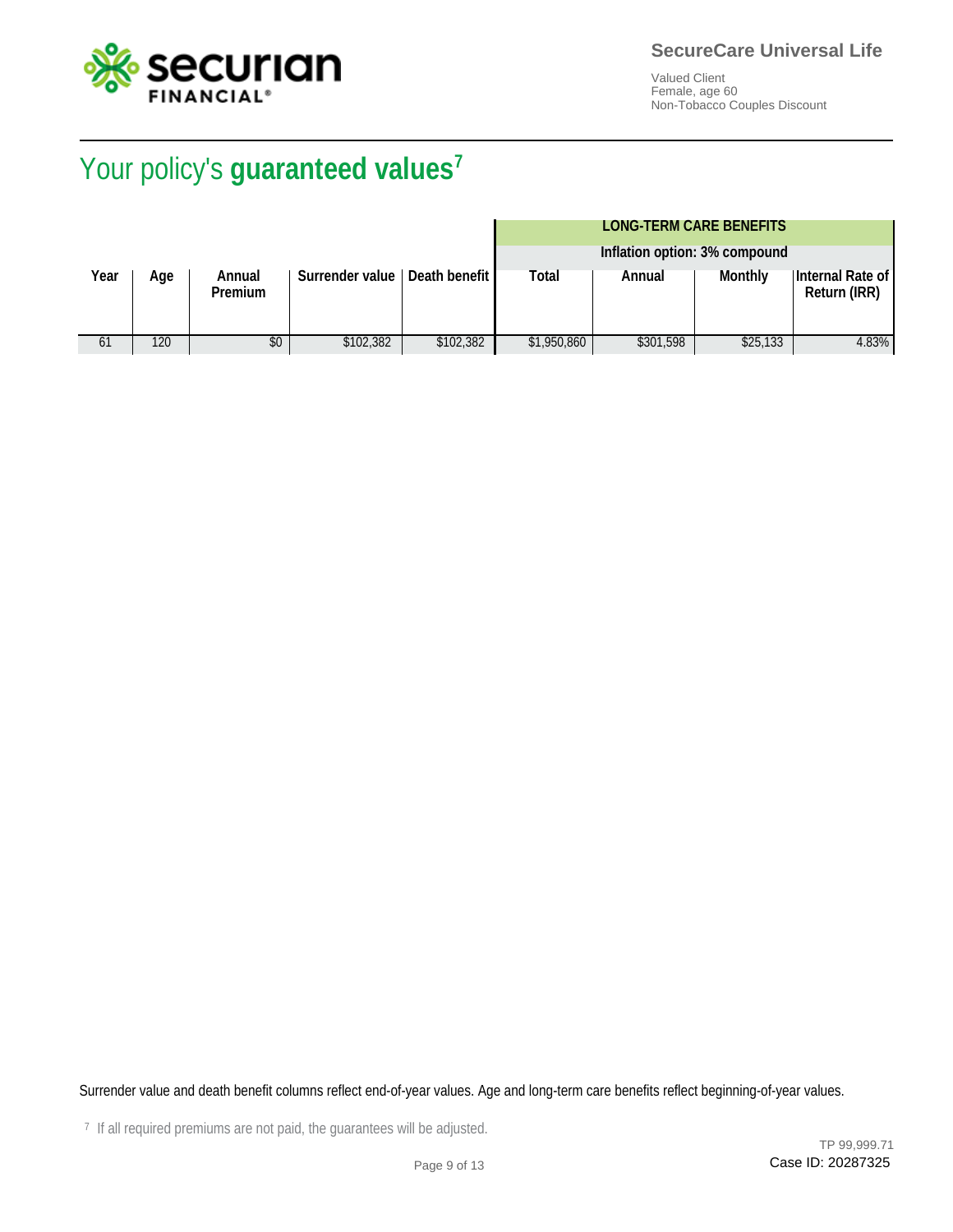# Your policy's **guaranteed values**[7]

| | | | | | LONG-TERM CARE BENEFITS<br>Inflation option: 3% compound | | | |
|---|---|---|---|---|---|---|---|---|
| **Year** | **Age** | **Annual Premium** | **Surrender value** | **Death benefit** | **Total** | **Annual** | **Monthly** | **Internal Rate of Return (IRR)** |
| 61 | 120 | $0 | $102,382 | $102,382 | $1,950,860 | $301,598 | $25,133 | 4.83% |

Surrender value and death benefit columns reflect end-of-year values. Age and long-term care benefits reflect beginning-of-year values.

[7] If all required premiums are not paid, the guarantees will be adjusted.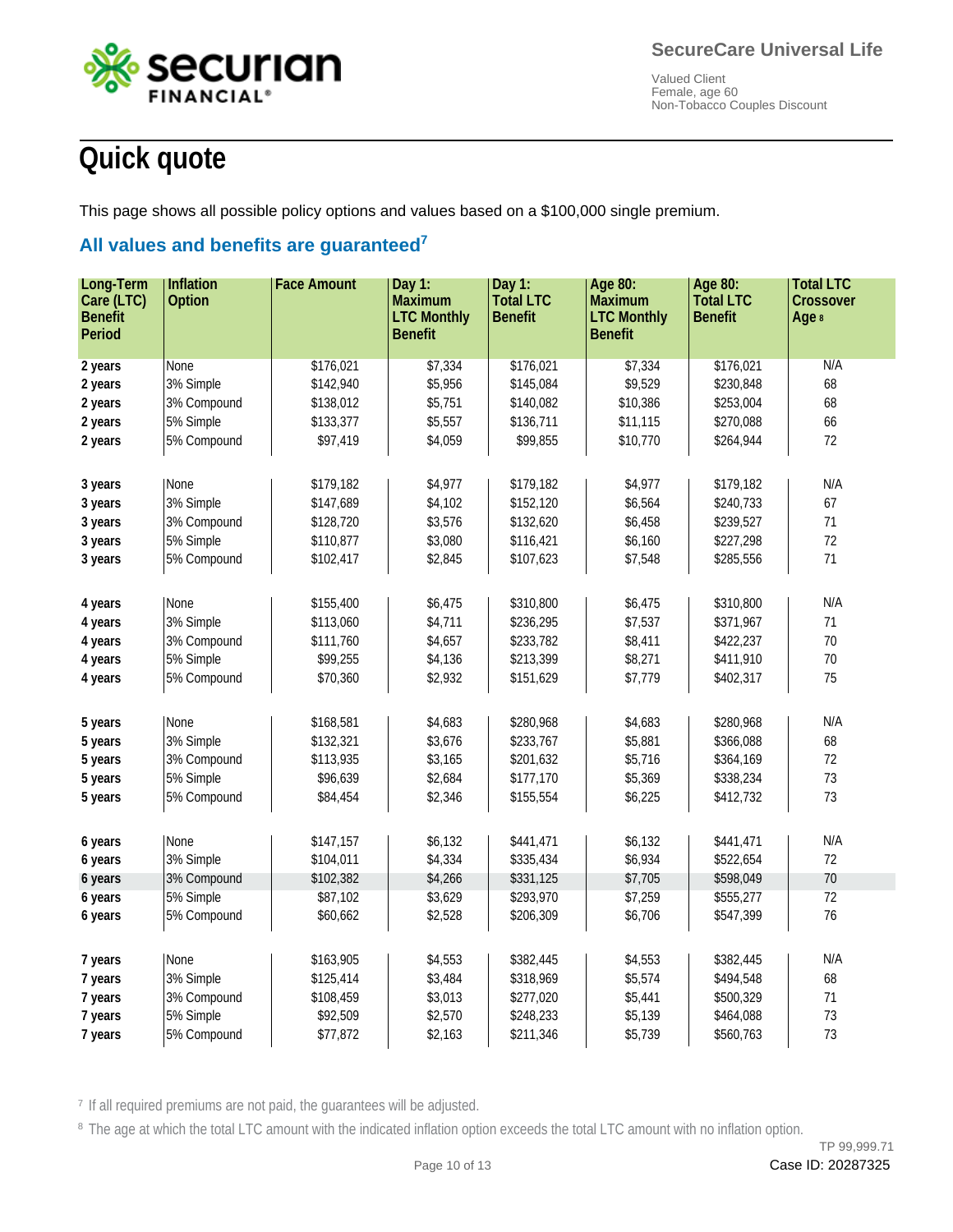SecureCare Universal Life

Valued Client
Female, age 60
Non-Tobacco Couples Discount

# Quick quote

This page shows all possible policy options and values based on a $100,000 single premium.

## All values and benefits are guaranteed[7]

| Long-Term Care (LTC) Benefit Period | Inflation Option | Face Amount | Day 1: Maximum LTC Monthly Benefit | Day 1: Total LTC Benefit | Age 80: Maximum LTC Monthly Benefit | Age 80: Total LTC Benefit | Total LTC Crossover Age [8] |
|---|---|---|---|---|---|---|---|
| **2 years** | None | $176,021 | $7,334 | $176,021 | $7,334 | $176,021 | N/A |
| **2 years** | 3% Simple | $142,940 | $5,956 | $145,084 | $9,529 | $230,848 | 68 |
| **2 years** | 3% Compound | $138,012 | $5,751 | $140,082 | $10,386 | $253,004 | 68 |
| **2 years** | 5% Simple | $133,377 | $5,557 | $136,711 | $11,115 | $270,088 | 66 |
| **2 years** | 5% Compound | $97,419 | $4,059 | $99,855 | $10,770 | $264,944 | 72 |
| **3 years** | None | $179,182 | $4,977 | $179,182 | $4,977 | $179,182 | N/A |
| **3 years** | 3% Simple | $147,689 | $4,102 | $152,120 | $6,564 | $240,733 | 67 |
| **3 years** | 3% Compound | $128,720 | $3,576 | $132,620 | $6,458 | $239,527 | 71 |
| **3 years** | 5% Simple | $110,877 | $3,080 | $116,421 | $6,160 | $227,298 | 72 |
| **3 years** | 5% Compound | $102,417 | $2,845 | $107,623 | $7,548 | $285,556 | 71 |
| **4 years** | None | $155,400 | $6,475 | $310,800 | $6,475 | $310,800 | N/A |
| **4 years** | 3% Simple | $113,060 | $4,711 | $236,295 | $7,537 | $371,967 | 71 |
| **4 years** | 3% Compound | $111,760 | $4,657 | $233,782 | $8,411 | $422,237 | 70 |
| **4 years** | 5% Simple | $99,255 | $4,136 | $213,399 | $8,271 | $411,910 | 70 |
| **4 years** | 5% Compound | $70,360 | $2,932 | $151,629 | $7,779 | $402,317 | 75 |
| **5 years** | None | $168,581 | $4,683 | $280,968 | $4,683 | $280,968 | N/A |
| **5 years** | 3% Simple | $132,321 | $3,676 | $233,767 | $5,881 | $366,088 | 68 |
| **5 years** | 3% Compound | $113,935 | $3,165 | $201,632 | $5,716 | $364,169 | 72 |
| **5 years** | 5% Simple | $96,639 | $2,684 | $177,170 | $5,369 | $338,234 | 73 |
| **5 years** | 5% Compound | $84,454 | $2,346 | $155,554 | $6,225 | $412,732 | 73 |
| **6 years** | None | $147,157 | $6,132 | $441,471 | $6,132 | $441,471 | N/A |
| **6 years** | 3% Simple | $104,011 | $4,334 | $335,434 | $6,934 | $522,654 | 72 |
| **6 years** | 3% Compound | $102,382 | $4,266 | $331,125 | $7,705 | $598,049 | 70 |
| **6 years** | 5% Simple | $87,102 | $3,629 | $293,970 | $7,259 | $555,277 | 72 |
| **6 years** | 5% Compound | $60,662 | $2,528 | $206,309 | $6,706 | $547,399 | 76 |
| **7 years** | None | $163,905 | $4,553 | $382,445 | $4,553 | $382,445 | N/A |
| **7 years** | 3% Simple | $125,414 | $3,484 | $318,969 | $5,574 | $494,548 | 68 |
| **7 years** | 3% Compound | $108,459 | $3,013 | $277,020 | $5,441 | $500,329 | 71 |
| **7 years** | 5% Simple | $92,509 | $2,570 | $248,233 | $5,139 | $464,088 | 73 |
| **7 years** | 5% Compound | $77,872 | $2,163 | $211,346 | $5,739 | $560,763 | 73 |

[7] If all required premiums are not paid, the guarantees will be adjusted.

[8] The age at which the total LTC amount with the indicated inflation option exceeds the total LTC amount with no inflation option.

TP 99,999.71

Case ID: 20287325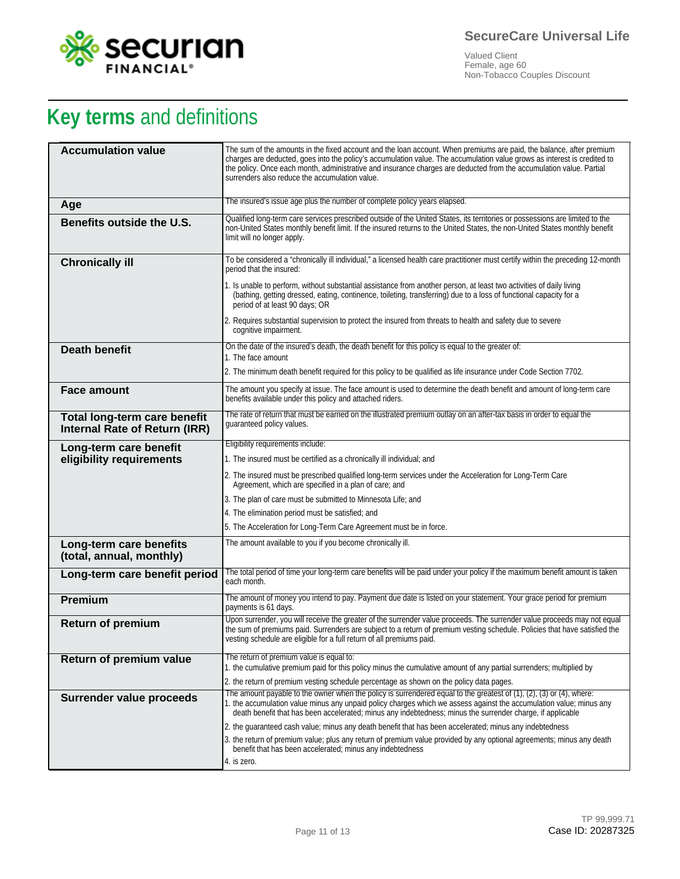# Key terms and definitions

| Term | Definition |
|---|---|
| **Accumulation value** | The sum of the amounts in the fixed account and the loan account. When premiums are paid, the balance, after premium charges are deducted, goes into the policy's accumulation value. The accumulation value grows as interest is credited to the policy. Once each month, administrative and insurance charges are deducted from the accumulation value. Partial surrenders also reduce the accumulation value. |
| **Age** | The insured's issue age plus the number of complete policy years elapsed. |
| **Benefits outside the U.S.** | Qualified long-term care services prescribed outside of the United States, its territories or possessions are limited to the non-United States monthly benefit limit. If the insured returns to the United States, the non-United States monthly benefit limit will no longer apply. |
| **Chronically ill** | To be considered a "chronically ill individual," a licensed health care practitioner must certify within the preceding 12-month period that the insured:<br>1. Is unable to perform, without substantial assistance from another person, at least two activities of daily living (bathing, getting dressed, eating, continence, toileting, transferring) due to a loss of functional capacity for a period of at least 90 days; OR<br>2. Requires substantial supervision to protect the insured from threats to health and safety due to severe cognitive impairment. |
| **Death benefit** | On the date of the insured's death, the death benefit for this policy is equal to the greater of:<br>1. The face amount<br>2. The minimum death benefit required for this policy to be qualified as life insurance under Code Section 7702. |
| **Face amount** | The amount you specify at issue. The face amount is used to determine the death benefit and amount of long-term care benefits available under this policy and attached riders. |
| **Total long-term care benefit Internal Rate of Return (IRR)** | The rate of return that must be earned on the illustrated premium outlay on an after-tax basis in order to equal the guaranteed policy values. |
| **Long-term care benefit eligibility requirements** | Eligibility requirements include:<br>1. The insured must be certified as a chronically ill individual; and<br>2. The insured must be prescribed qualified long-term services under the Acceleration for Long-Term Care Agreement, which are specified in a plan of care; and<br>3. The plan of care must be submitted to Minnesota Life; and<br>4. The elimination period must be satisfied; and<br>5. The Acceleration for Long-Term Care Agreement must be in force. |
| **Long-term care benefits (total, annual, monthly)** | The amount available to you if you become chronically ill. |
| **Long-term care benefit period** | The total period of time your long-term care benefits will be paid under your policy if the maximum benefit amount is taken each month. |
| **Premium** | The amount of money you intend to pay. Payment due date is listed on your statement. Your grace period for premium payments is 61 days. |
| **Return of premium** | Upon surrender, you will receive the greater of the surrender value proceeds. The surrender value proceeds may not equal the sum of premiums paid. Surrenders are subject to a return of premium vesting schedule. Policies that have satisfied the vesting schedule are eligible for a full return of all premiums paid. |
| **Return of premium value** | The return of premium value is equal to:<br>1. the cumulative premium paid for this policy minus the cumulative amount of any partial surrenders; multiplied by<br>2. the return of premium vesting schedule percentage as shown on the policy data pages. |
| **Surrender value proceeds** | The amount payable to the owner when the policy is surrendered equal to the greatest of (1), (2), (3) or (4), where:<br>1. the accumulation value minus any unpaid policy charges which we assess against the accumulation value; minus any death benefit that has been accelerated; minus any indebtedness; minus the surrender charge, if applicable<br>2. the guaranteed cash value; minus any death benefit that has been accelerated; minus any indebtedness<br>3. the return of premium value; plus any return of premium value provided by any optional agreements; minus any death benefit that has been accelerated; minus any indebtedness<br>4. is zero. |

TP 99,999.71
Case ID: 20287325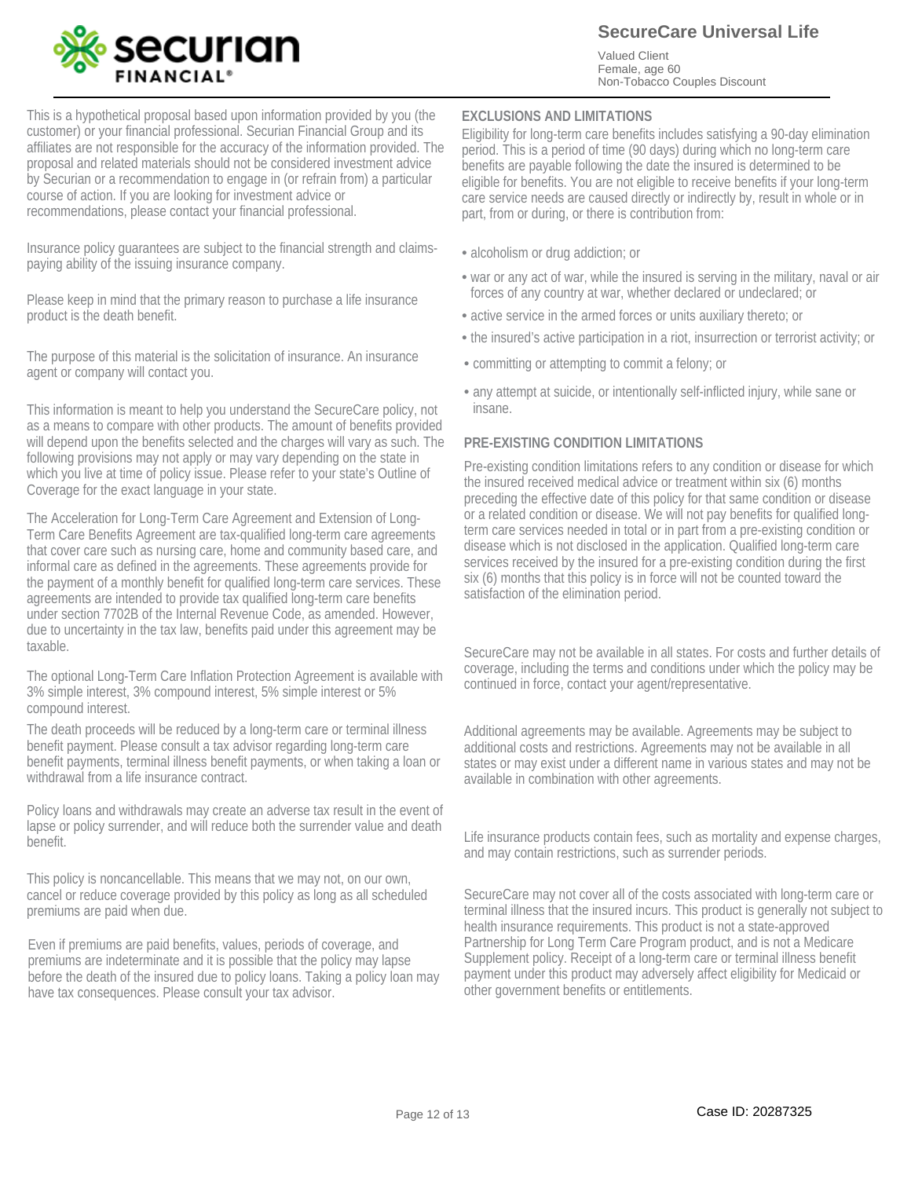# SecureCare Universal Life

Valued Client
Female, age 60
Non-Tobacco Couples Discount

This is a hypothetical proposal based upon information provided by you (the customer) or your financial professional. Securian Financial Group and its affiliates are not responsible for the accuracy of the information provided. The proposal and related materials should not be considered investment advice by Securian or a recommendation to engage in (or refrain from) a particular course of action. If you are looking for investment advice or recommendations, please contact your financial professional.

Insurance policy guarantees are subject to the financial strength and claims-paying ability of the issuing insurance company.

Please keep in mind that the primary reason to purchase a life insurance product is the death benefit.

The purpose of this material is the solicitation of insurance. An insurance agent or company will contact you.

This information is meant to help you understand the SecureCare policy, not as a means to compare with other products. The amount of benefits provided will depend upon the benefits selected and the charges will vary as such. The following provisions may not apply or may vary depending on the state in which you live at time of policy issue. Please refer to your state's Outline of Coverage for the exact language in your state.

The Acceleration for Long-Term Care Agreement and Extension of Long-Term Care Benefits Agreement are tax-qualified long-term care agreements that cover care such as nursing care, home and community based care, and informal care as defined in the agreements. These agreements provide for the payment of a monthly benefit for qualified long-term care services. These agreements are intended to provide tax qualified long-term care benefits under section 7702B of the Internal Revenue Code, as amended. However, due to uncertainty in the tax law, benefits paid under this agreement may be taxable.

The optional Long-Term Care Inflation Protection Agreement is available with 3% simple interest, 3% compound interest, 5% simple interest or 5% compound interest.

The death proceeds will be reduced by a long-term care or terminal illness benefit payment. Please consult a tax advisor regarding long-term care benefit payments, terminal illness benefit payments, or when taking a loan or withdrawal from a life insurance contract.

Policy loans and withdrawals may create an adverse tax result in the event of lapse or policy surrender, and will reduce both the surrender value and death benefit.

This policy is noncancellable. This means that we may not, on our own, cancel or reduce coverage provided by this policy as long as all scheduled premiums are paid when due.

Even if premiums are paid benefits, values, periods of coverage, and premiums are indeterminate and it is possible that the policy may lapse before the death of the insured due to policy loans. Taking a policy loan may have tax consequences. Please consult your tax advisor.

## EXCLUSIONS AND LIMITATIONS

Eligibility for long-term care benefits includes satisfying a 90-day elimination period. This is a period of time (90 days) during which no long-term care benefits are payable following the date the insured is determined to be eligible for benefits. You are not eligible to receive benefits if your long-term care service needs are caused directly or indirectly by, result in whole or in part, from or during, or there is contribution from:

- alcoholism or drug addiction; or
- war or any act of war, while the insured is serving in the military, naval or air forces of any country at war, whether declared or undeclared; or
- active service in the armed forces or units auxiliary thereto; or
- the insured's active participation in a riot, insurrection or terrorist activity; or
- committing or attempting to commit a felony; or
- any attempt at suicide, or intentionally self-inflicted injury, while sane or insane.

## PRE-EXISTING CONDITION LIMITATIONS

Pre-existing condition limitations refers to any condition or disease for which the insured received medical advice or treatment within six (6) months preceding the effective date of this policy for that same condition or disease or a related condition or disease. We will not pay benefits for qualified long-term care services needed in total or in part from a pre-existing condition or disease which is not disclosed in the application. Qualified long-term care services received by the insured for a pre-existing condition during the first six (6) months that this policy is in force will not be counted toward the satisfaction of the elimination period.

SecureCare may not be available in all states. For costs and further details of coverage, including the terms and conditions under which the policy may be continued in force, contact your agent/representative.

Additional agreements may be available. Agreements may be subject to additional costs and restrictions. Agreements may not be available in all states or may exist under a different name in various states and may not be available in combination with other agreements.

Life insurance products contain fees, such as mortality and expense charges, and may contain restrictions, such as surrender periods.

SecureCare may not cover all of the costs associated with long-term care or terminal illness that the insured incurs. This product is generally not subject to health insurance requirements. This product is not a state-approved Partnership for Long Term Care Program product, and is not a Medicare Supplement policy. Receipt of a long-term care or terminal illness benefit payment under this product may adversely affect eligibility for Medicaid or other government benefits or entitlements.

Case ID: 20287325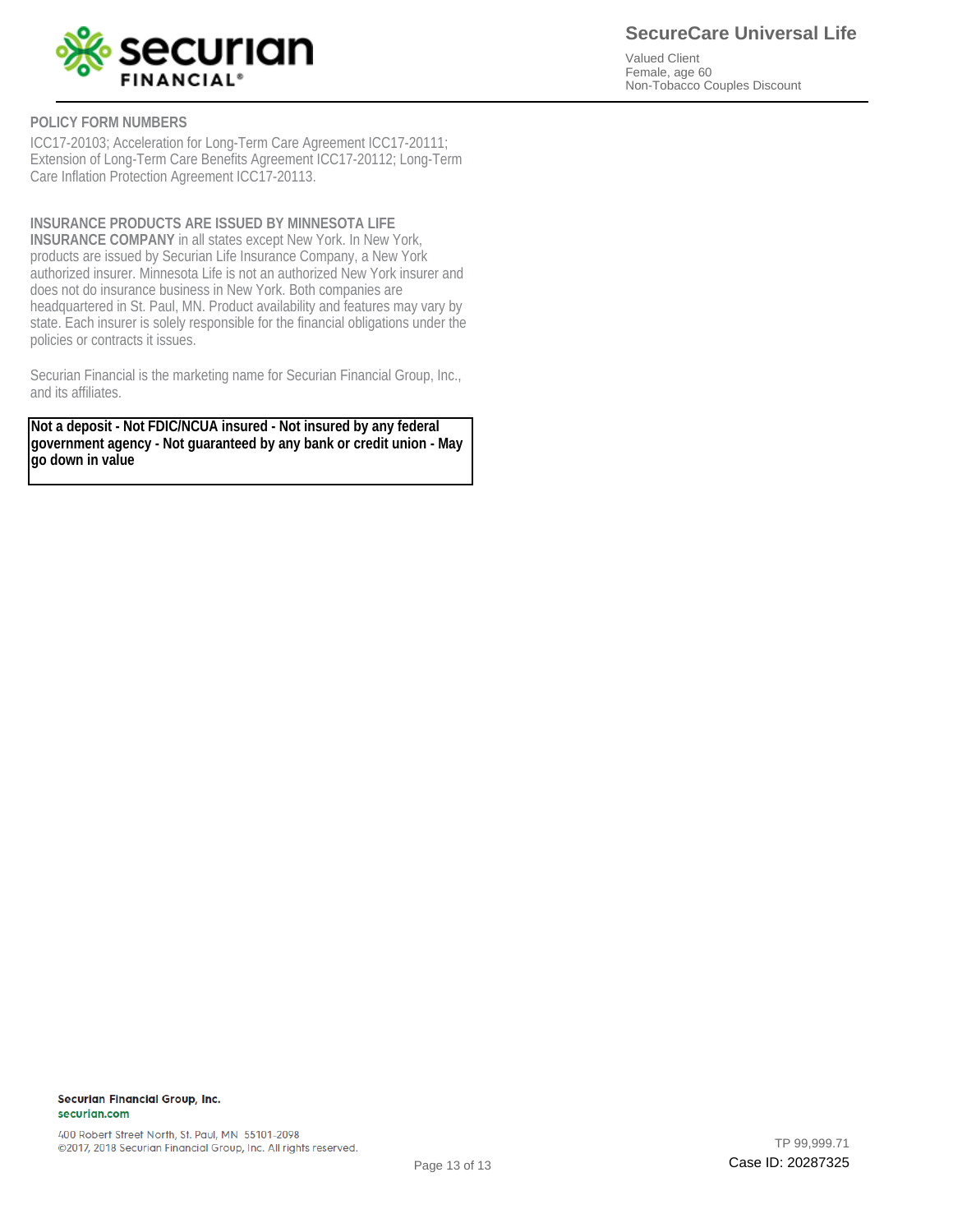**POLICY FORM NUMBERS**

ICC17-20103; Acceleration for Long-Term Care Agreement ICC17-20111; Extension of Long-Term Care Benefits Agreement ICC17-20112; Long-Term Care Inflation Protection Agreement ICC17-20113.

**INSURANCE PRODUCTS ARE ISSUED BY MINNESOTA LIFE INSURANCE COMPANY** in all states except New York. In New York, products are issued by Securian Life Insurance Company, a New York authorized insurer. Minnesota Life is not an authorized New York insurer and does not do insurance business in New York. Both companies are headquartered in St. Paul, MN. Product availability and features may vary by state. Each insurer is solely responsible for the financial obligations under the policies or contracts it issues.

Securian Financial is the marketing name for Securian Financial Group, Inc., and its affiliates.

**Not a deposit - Not FDIC/NCUA insured - Not insured by any federal government agency - Not guaranteed by any bank or credit union - May go down in value**

**Securian Financial Group, Inc.**
securian.com

400 Robert Street North, St. Paul, MN 55101-2098
©2017, 2018 Securian Financial Group, Inc. All rights reserved.

TP 99,999.71
Case ID: 20287325